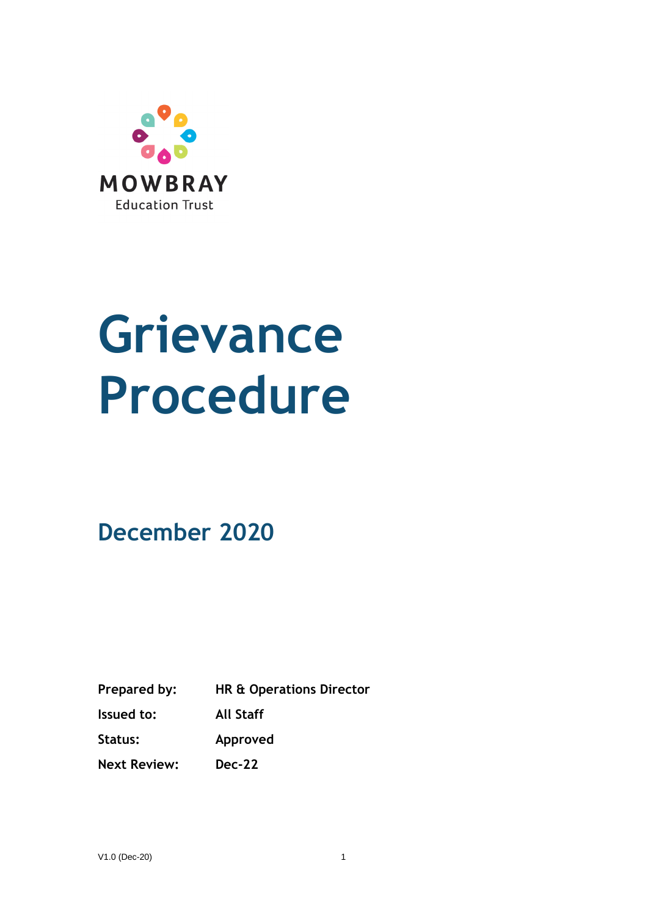MOWBRAY
Education Trust

# Grievance Procedure

## December 2020

| | |
|---|---|
| **Prepared by:** | **HR & Operations Director** |
| **Issued to:** | **All Staff** |
| **Status:** | **Approved** |
| **Next Review:** | **Dec-22** |

V1.0 (Dec-20)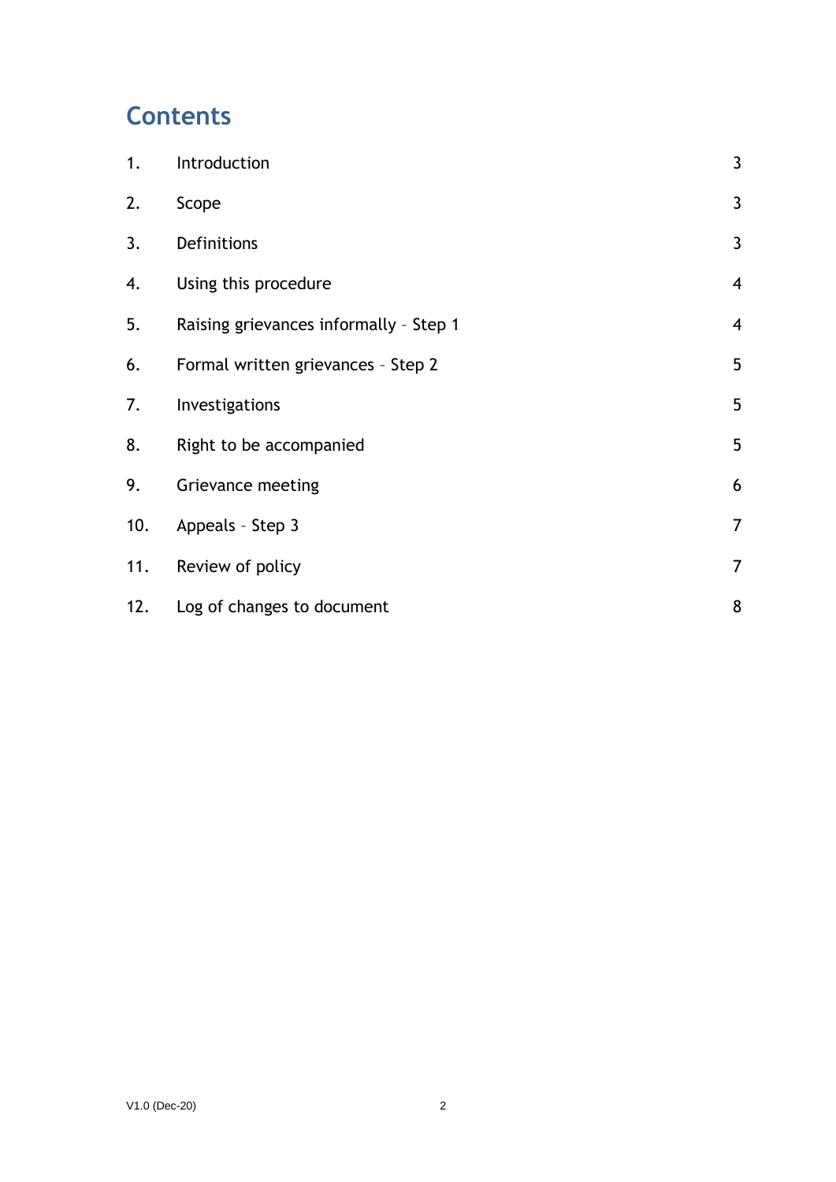# Contents

| | | |
|---|---|---|
| 1. | Introduction | 3 |
| 2. | Scope | 3 |
| 3. | Definitions | 3 |
| 4. | Using this procedure | 4 |
| 5. | Raising grievances informally – Step 1 | 4 |
| 6. | Formal written grievances – Step 2 | 5 |
| 7. | Investigations | 5 |
| 8. | Right to be accompanied | 5 |
| 9. | Grievance meeting | 6 |
| 10. | Appeals – Step 3 | 7 |
| 11. | Review of policy | 7 |
| 12. | Log of changes to document | 8 |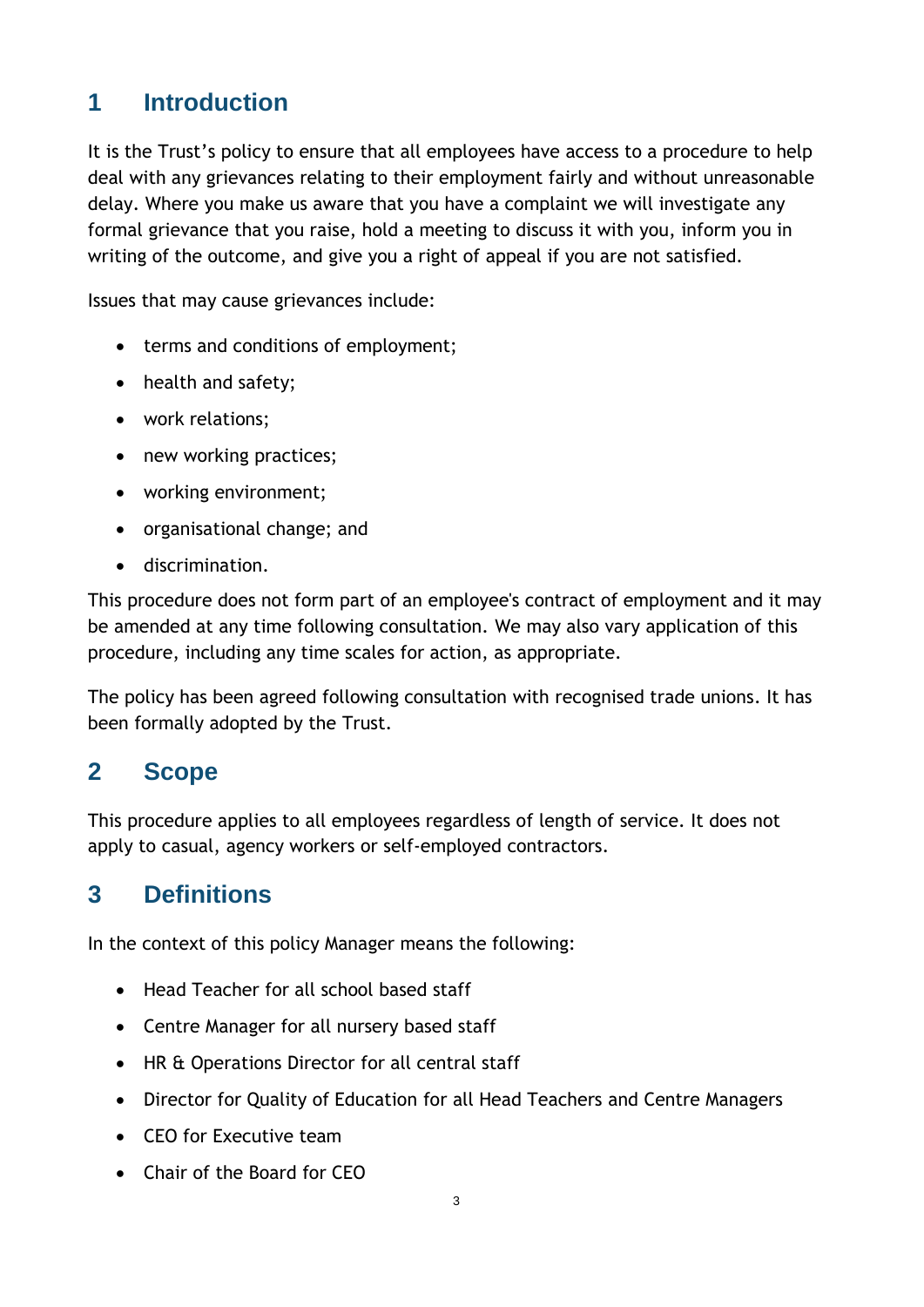## 1 Introduction

It is the Trust's policy to ensure that all employees have access to a procedure to help deal with any grievances relating to their employment fairly and without unreasonable delay. Where you make us aware that you have a complaint we will investigate any formal grievance that you raise, hold a meeting to discuss it with you, inform you in writing of the outcome, and give you a right of appeal if you are not satisfied.

Issues that may cause grievances include:

- terms and conditions of employment;
- health and safety;
- work relations;
- new working practices;
- working environment;
- organisational change; and
- discrimination.

This procedure does not form part of an employee's contract of employment and it may be amended at any time following consultation. We may also vary application of this procedure, including any time scales for action, as appropriate.

The policy has been agreed following consultation with recognised trade unions. It has been formally adopted by the Trust.

## 2 Scope

This procedure applies to all employees regardless of length of service. It does not apply to casual, agency workers or self-employed contractors.

## 3 Definitions

In the context of this policy Manager means the following:

- Head Teacher for all school based staff
- Centre Manager for all nursery based staff
- HR & Operations Director for all central staff
- Director for Quality of Education for all Head Teachers and Centre Managers
- CEO for Executive team
- Chair of the Board for CEO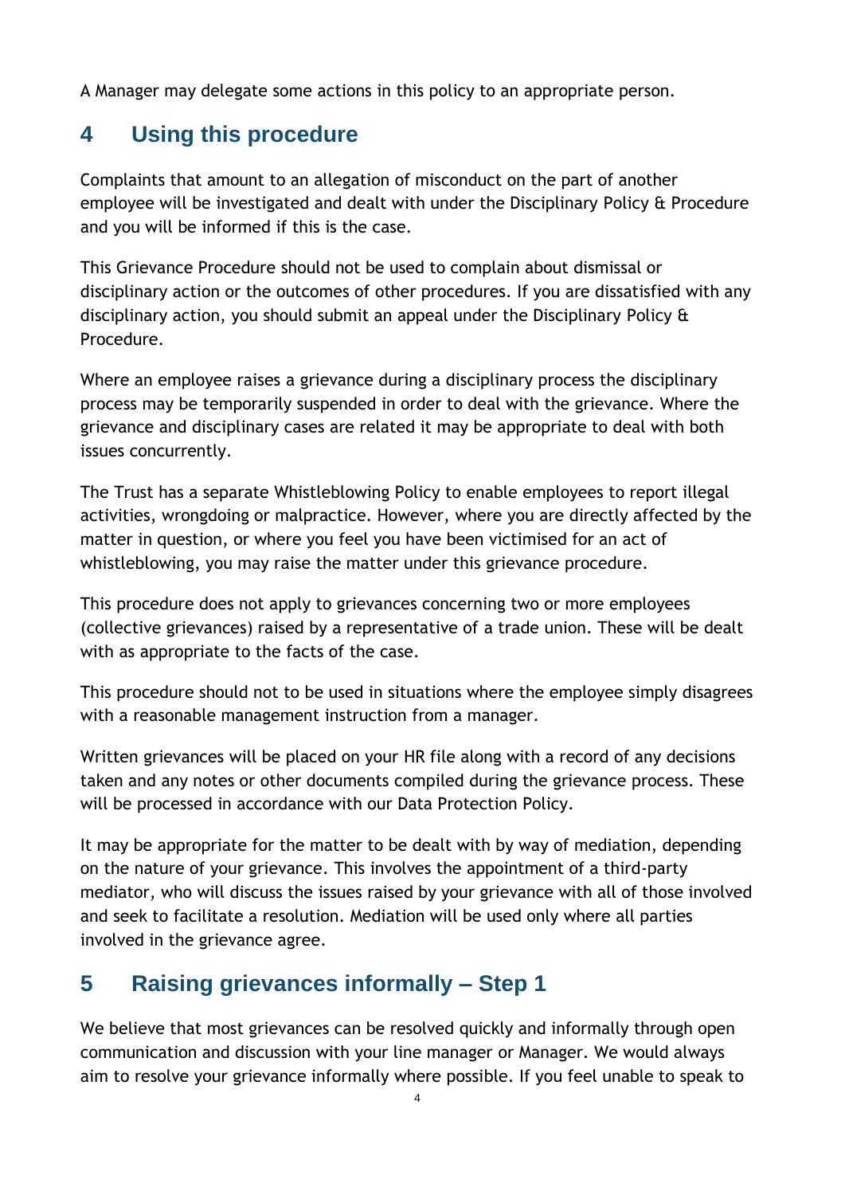A Manager may delegate some actions in this policy to an appropriate person.

## 4 Using this procedure

Complaints that amount to an allegation of misconduct on the part of another employee will be investigated and dealt with under the Disciplinary Policy & Procedure and you will be informed if this is the case.

This Grievance Procedure should not be used to complain about dismissal or disciplinary action or the outcomes of other procedures. If you are dissatisfied with any disciplinary action, you should submit an appeal under the Disciplinary Policy & Procedure.

Where an employee raises a grievance during a disciplinary process the disciplinary process may be temporarily suspended in order to deal with the grievance. Where the grievance and disciplinary cases are related it may be appropriate to deal with both issues concurrently.

The Trust has a separate Whistleblowing Policy to enable employees to report illegal activities, wrongdoing or malpractice. However, where you are directly affected by the matter in question, or where you feel you have been victimised for an act of whistleblowing, you may raise the matter under this grievance procedure.

This procedure does not apply to grievances concerning two or more employees (collective grievances) raised by a representative of a trade union. These will be dealt with as appropriate to the facts of the case.

This procedure should not to be used in situations where the employee simply disagrees with a reasonable management instruction from a manager.

Written grievances will be placed on your HR file along with a record of any decisions taken and any notes or other documents compiled during the grievance process. These will be processed in accordance with our Data Protection Policy.

It may be appropriate for the matter to be dealt with by way of mediation, depending on the nature of your grievance. This involves the appointment of a third-party mediator, who will discuss the issues raised by your grievance with all of those involved and seek to facilitate a resolution. Mediation will be used only where all parties involved in the grievance agree.

## 5 Raising grievances informally – Step 1

We believe that most grievances can be resolved quickly and informally through open communication and discussion with your line manager or Manager. We would always aim to resolve your grievance informally where possible. If you feel unable to speak to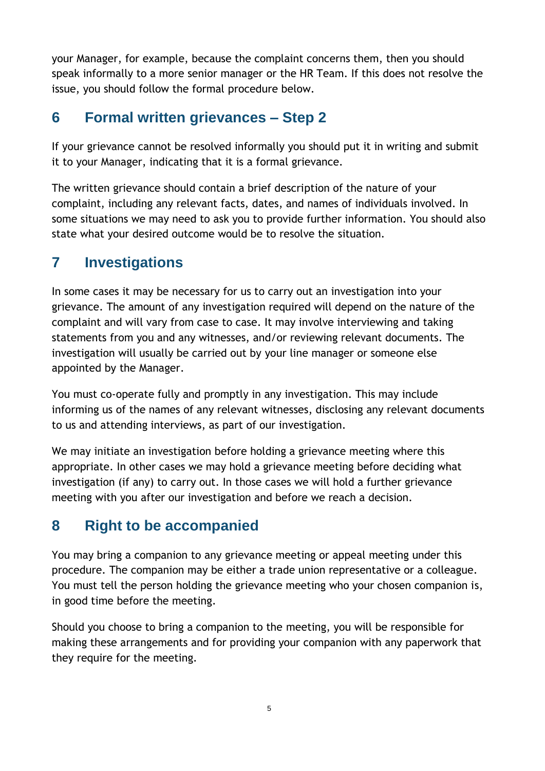your Manager, for example, because the complaint concerns them, then you should speak informally to a more senior manager or the HR Team. If this does not resolve the issue, you should follow the formal procedure below.

## 6 Formal written grievances – Step 2

If your grievance cannot be resolved informally you should put it in writing and submit it to your Manager, indicating that it is a formal grievance.

The written grievance should contain a brief description of the nature of your complaint, including any relevant facts, dates, and names of individuals involved. In some situations we may need to ask you to provide further information. You should also state what your desired outcome would be to resolve the situation.

## 7 Investigations

In some cases it may be necessary for us to carry out an investigation into your grievance. The amount of any investigation required will depend on the nature of the complaint and will vary from case to case. It may involve interviewing and taking statements from you and any witnesses, and/or reviewing relevant documents. The investigation will usually be carried out by your line manager or someone else appointed by the Manager.

You must co-operate fully and promptly in any investigation. This may include informing us of the names of any relevant witnesses, disclosing any relevant documents to us and attending interviews, as part of our investigation.

We may initiate an investigation before holding a grievance meeting where this appropriate. In other cases we may hold a grievance meeting before deciding what investigation (if any) to carry out. In those cases we will hold a further grievance meeting with you after our investigation and before we reach a decision.

## 8 Right to be accompanied

You may bring a companion to any grievance meeting or appeal meeting under this procedure. The companion may be either a trade union representative or a colleague. You must tell the person holding the grievance meeting who your chosen companion is, in good time before the meeting.

Should you choose to bring a companion to the meeting, you will be responsible for making these arrangements and for providing your companion with any paperwork that they require for the meeting.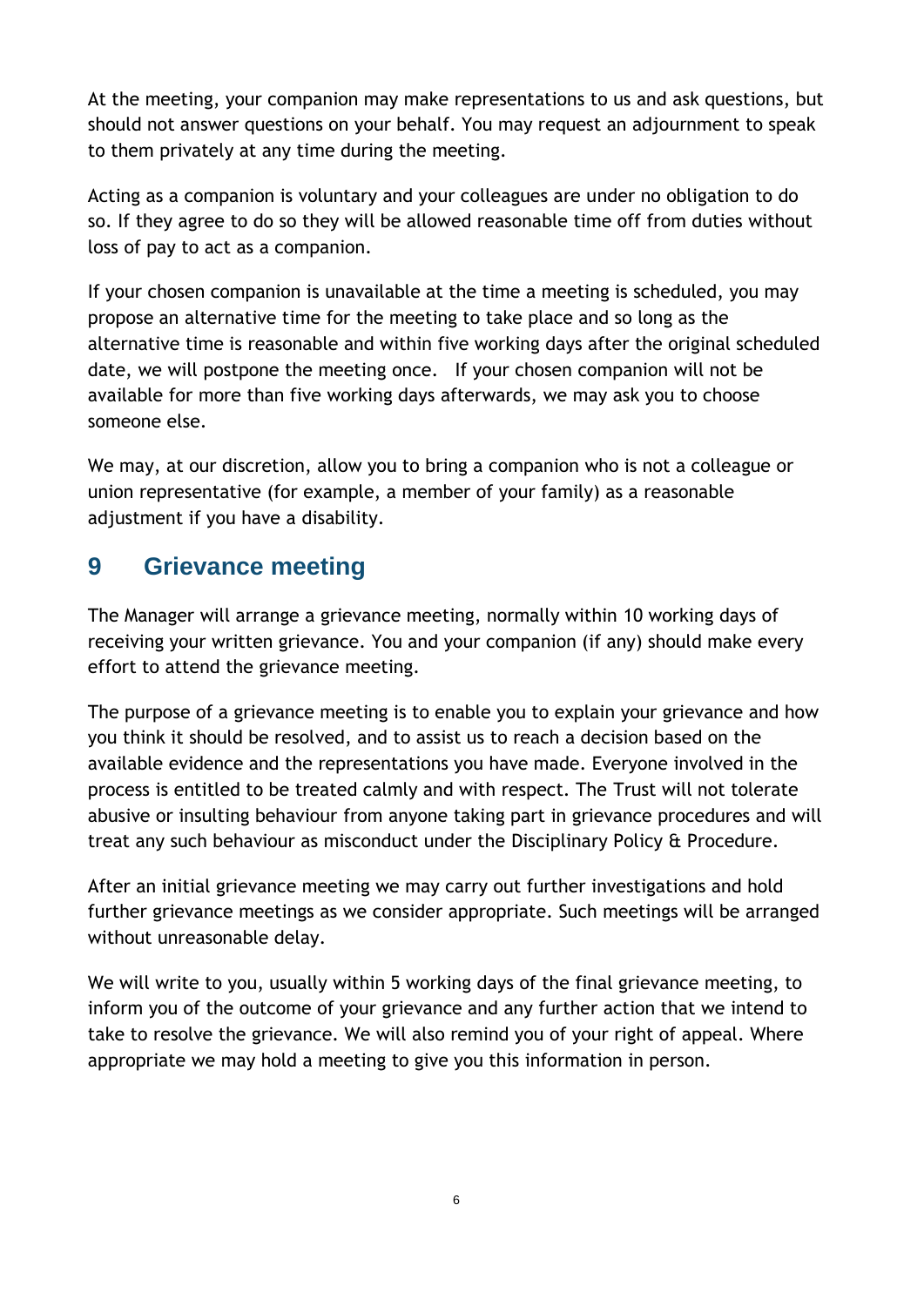At the meeting, your companion may make representations to us and ask questions, but should not answer questions on your behalf. You may request an adjournment to speak to them privately at any time during the meeting.

Acting as a companion is voluntary and your colleagues are under no obligation to do so. If they agree to do so they will be allowed reasonable time off from duties without loss of pay to act as a companion.

If your chosen companion is unavailable at the time a meeting is scheduled, you may propose an alternative time for the meeting to take place and so long as the alternative time is reasonable and within five working days after the original scheduled date, we will postpone the meeting once. If your chosen companion will not be available for more than five working days afterwards, we may ask you to choose someone else.

We may, at our discretion, allow you to bring a companion who is not a colleague or union representative (for example, a member of your family) as a reasonable adjustment if you have a disability.

## 9 Grievance meeting

The Manager will arrange a grievance meeting, normally within 10 working days of receiving your written grievance. You and your companion (if any) should make every effort to attend the grievance meeting.

The purpose of a grievance meeting is to enable you to explain your grievance and how you think it should be resolved, and to assist us to reach a decision based on the available evidence and the representations you have made. Everyone involved in the process is entitled to be treated calmly and with respect. The Trust will not tolerate abusive or insulting behaviour from anyone taking part in grievance procedures and will treat any such behaviour as misconduct under the Disciplinary Policy & Procedure.

After an initial grievance meeting we may carry out further investigations and hold further grievance meetings as we consider appropriate. Such meetings will be arranged without unreasonable delay.

We will write to you, usually within 5 working days of the final grievance meeting, to inform you of the outcome of your grievance and any further action that we intend to take to resolve the grievance. We will also remind you of your right of appeal. Where appropriate we may hold a meeting to give you this information in person.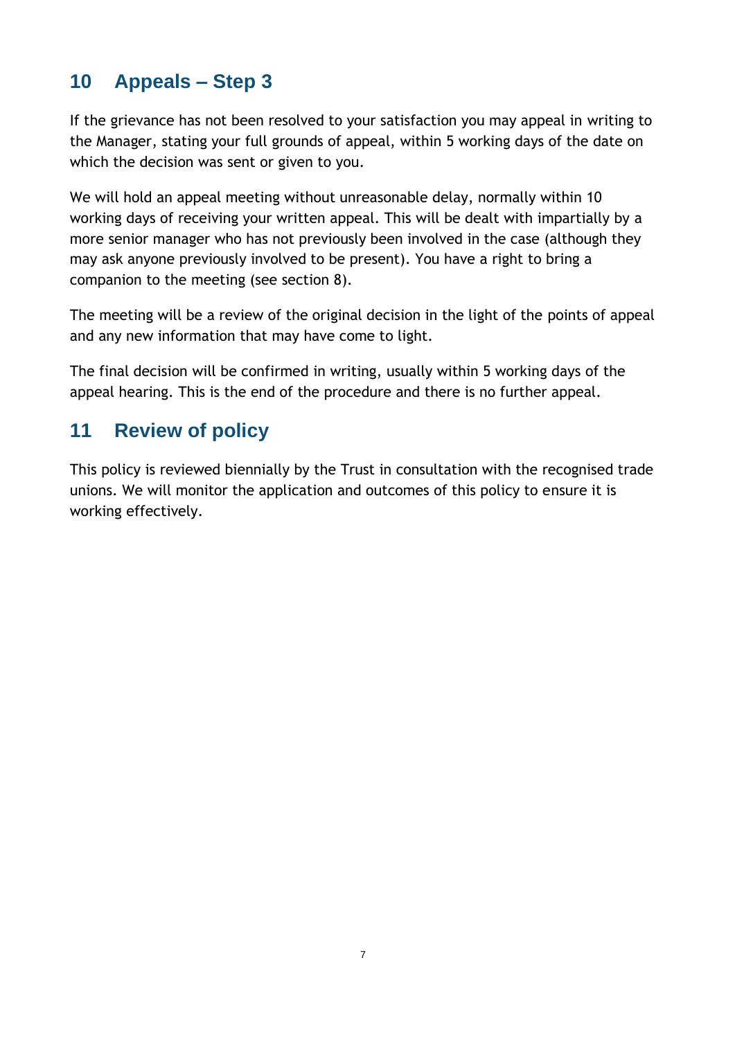## 10 Appeals – Step 3

If the grievance has not been resolved to your satisfaction you may appeal in writing to the Manager, stating your full grounds of appeal, within 5 working days of the date on which the decision was sent or given to you.

We will hold an appeal meeting without unreasonable delay, normally within 10 working days of receiving your written appeal. This will be dealt with impartially by a more senior manager who has not previously been involved in the case (although they may ask anyone previously involved to be present). You have a right to bring a companion to the meeting (see section 8).

The meeting will be a review of the original decision in the light of the points of appeal and any new information that may have come to light.

The final decision will be confirmed in writing, usually within 5 working days of the appeal hearing. This is the end of the procedure and there is no further appeal.

## 11 Review of policy

This policy is reviewed biennially by the Trust in consultation with the recognised trade unions. We will monitor the application and outcomes of this policy to ensure it is working effectively.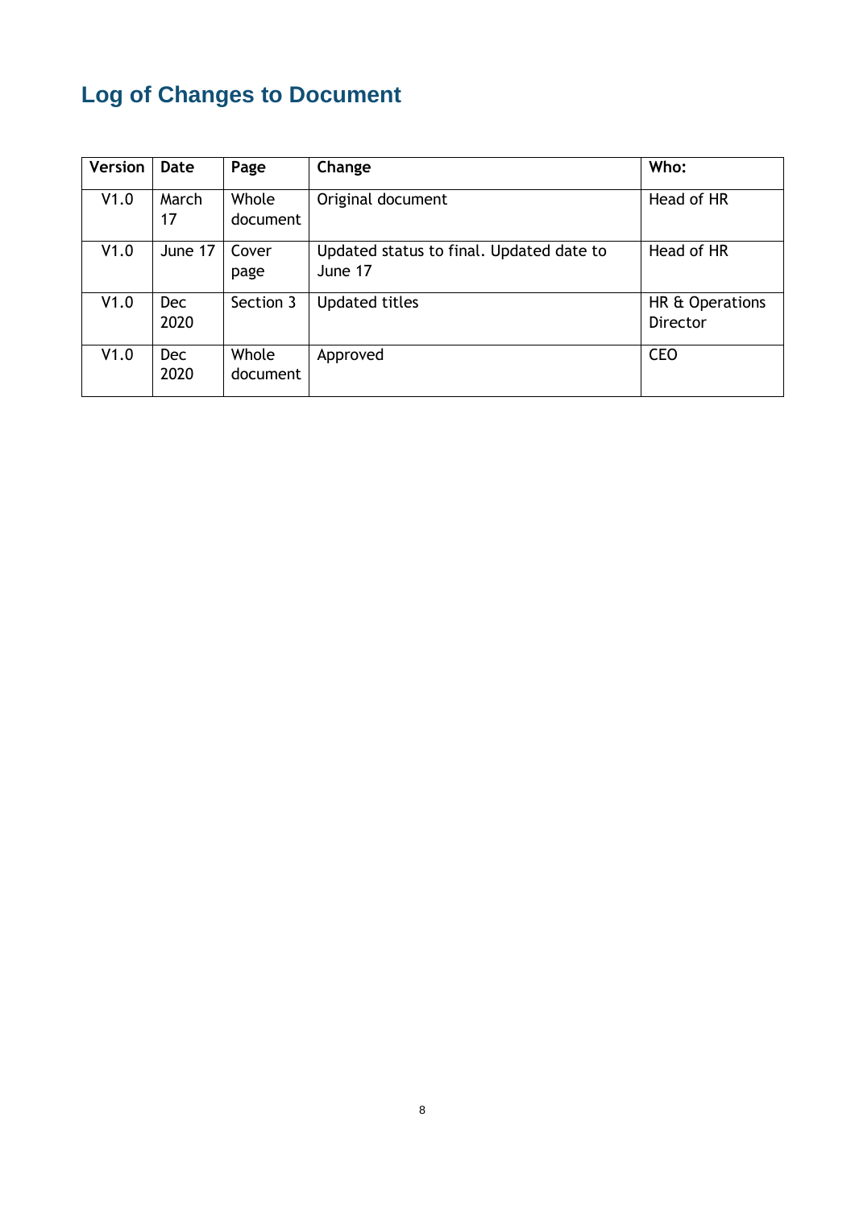## Log of Changes to Document

| Version | Date | Page | Change | Who: |
|---|---|---|---|---|
| V1.0 | March 17 | Whole document | Original document | Head of HR |
| V1.0 | June 17 | Cover page | Updated status to final. Updated date to June 17 | Head of HR |
| V1.0 | Dec 2020 | Section 3 | Updated titles | HR & Operations Director |
| V1.0 | Dec 2020 | Whole document | Approved | CEO |